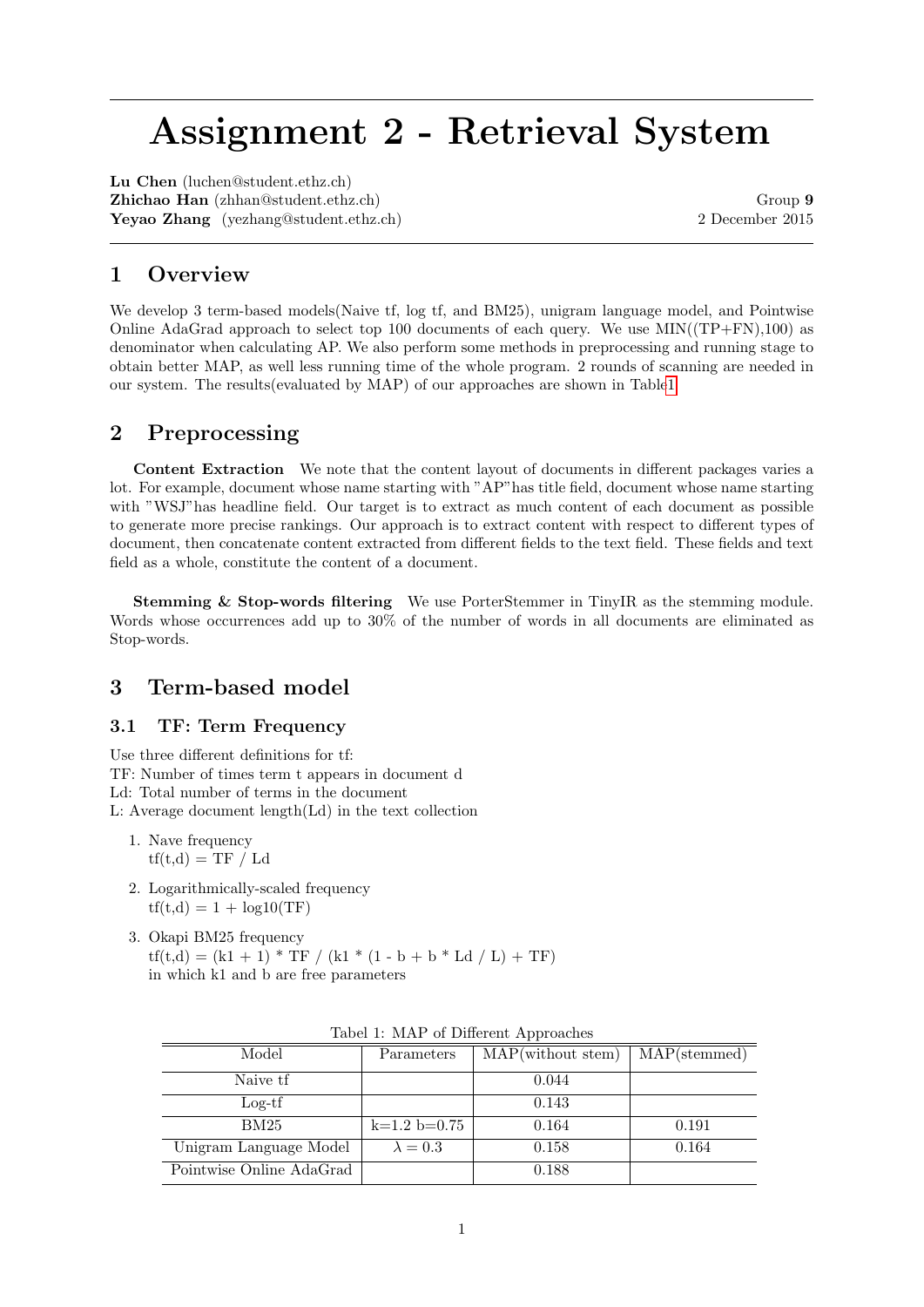# Assignment 2 - Retrieval System

**Lu Chen** (luchen@student.ethz.ch)
**Zhichao Han** (zhhan@student.ethz.ch)
**Yeyao Zhang** (yezhang@student.ethz.ch)

Group **9**
2 December 2015

## 1 Overview

We develop 3 term-based models(Naive tf, log tf, and BM25), unigram language model, and Pointwise Online AdaGrad approach to select top 100 documents of each query. We use MIN((TP+FN),100) as denominator when calculating AP. We also perform some methods in preprocessing and running stage to obtain better MAP, as well less running time of the whole program. 2 rounds of scanning are needed in our system. The results(evaluated by MAP) of our approaches are shown in Table1

## 2 Preprocessing

**Content Extraction** We note that the content layout of documents in different packages varies a lot. For example, document whose name starting with "AP"has title field, document whose name starting with "WSJ"has headline field. Our target is to extract as much content of each document as possible to generate more precise rankings. Our approach is to extract content with respect to different types of document, then concatenate content extracted from different fields to the text field. These fields and text field as a whole, constitute the content of a document.

**Stemming & Stop-words filtering** We use PorterStemmer in TinyIR as the stemming module. Words whose occurrences add up to 30% of the number of words in all documents are eliminated as Stop-words.

## 3 Term-based model

### 3.1 TF: Term Frequency

Use three different definitions for tf:
TF: Number of times term t appears in document d
Ld: Total number of terms in the document
L: Average document length(Ld) in the text collection

1. Nave frequency
   tf(t,d) = TF / Ld
2. Logarithmically-scaled frequency
   tf(t,d) = 1 + log10(TF)
3. Okapi BM25 frequency
   tf(t,d) = (k1 + 1) * TF / (k1 * (1 - b + b * Ld / L) + TF)
   in which k1 and b are free parameters

Tabel 1: MAP of Different Approaches

| Model | Parameters | MAP(without stem) | MAP(stemmed) |
|---|---|---|---|
| Naive tf | | 0.044 | |
| Log-tf | | 0.143 | |
| BM25 | k=1.2 b=0.75 | 0.164 | 0.191 |
| Unigram Language Model | $\lambda = 0.3$ | 0.158 | 0.164 |
| Pointwise Online AdaGrad | | 0.188 | |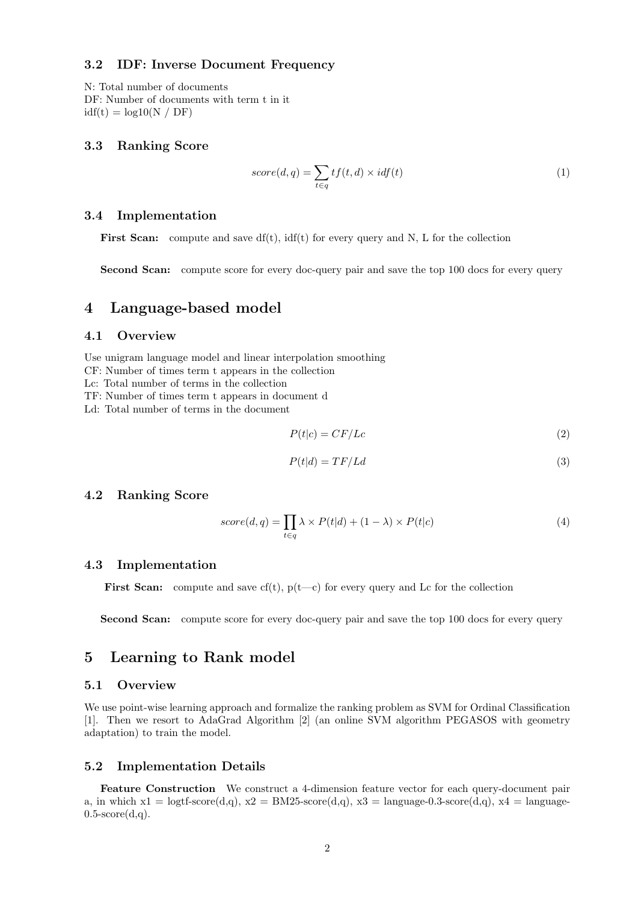### 3.2 IDF: Inverse Document Frequency

N: Total number of documents
DF: Number of documents with term t in it
idf(t) = log10(N / DF)

### 3.3 Ranking Score

$$score(d, q) = \sum_{t \in q} tf(t, d) \times idf(t) \tag{1}$$

### 3.4 Implementation

**First Scan:** compute and save df(t), idf(t) for every query and N, L for the collection

**Second Scan:** compute score for every doc-query pair and save the top 100 docs for every query

## 4 Language-based model

### 4.1 Overview

Use unigram language model and linear interpolation smoothing
CF: Number of times term t appears in the collection
Lc: Total number of terms in the collection
TF: Number of times term t appears in document d
Ld: Total number of terms in the document

$$P(t|c) = CF/Lc \tag{2}$$

$$P(t|d) = TF/Ld \tag{3}$$

### 4.2 Ranking Score

$$score(d, q) = \prod_{t \in q} \lambda \times P(t|d) + (1 - \lambda) \times P(t|c) \tag{4}$$

### 4.3 Implementation

**First Scan:** compute and save cf(t), p(t—c) for every query and Lc for the collection

**Second Scan:** compute score for every doc-query pair and save the top 100 docs for every query

## 5 Learning to Rank model

### 5.1 Overview

We use point-wise learning approach and formalize the ranking problem as SVM for Ordinal Classification [1]. Then we resort to AdaGrad Algorithm [2] (an online SVM algorithm PEGASOS with geometry adaptation) to train the model.

### 5.2 Implementation Details

**Feature Construction** We construct a 4-dimension feature vector for each query-document pair a, in which x1 = logtf-score(d,q), x2 = BM25-score(d,q), x3 = language-0.3-score(d,q), x4 = language-0.5-score(d,q).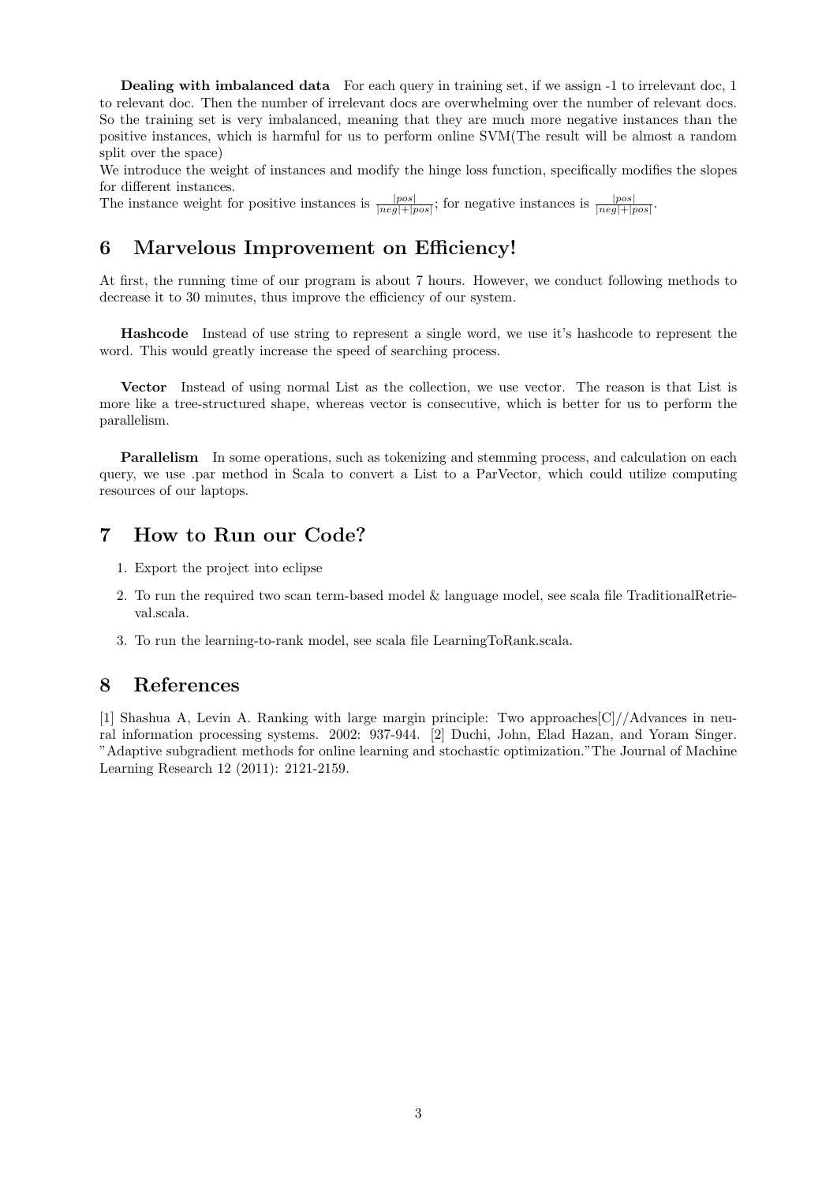**Dealing with imbalanced data** For each query in training set, if we assign -1 to irrelevant doc, 1 to relevant doc. Then the number of irrelevant docs are overwhelming over the number of relevant docs. So the training set is very imbalanced, meaning that they are much more negative instances than the positive instances, which is harmful for us to perform online SVM(The result will be almost a random split over the space)
We introduce the weight of instances and modify the hinge loss function, specifically modifies the slopes for different instances.
The instance weight for positive instances is $\frac{|pos|}{|neg|+|pos|}$; for negative instances is $\frac{|pos|}{|neg|+|pos|}$.

## 6 Marvelous Improvement on Efficiency!

At first, the running time of our program is about 7 hours. However, we conduct following methods to decrease it to 30 minutes, thus improve the efficiency of our system.

**Hashcode** Instead of use string to represent a single word, we use it's hashcode to represent the word. This would greatly increase the speed of searching process.

**Vector** Instead of using normal List as the collection, we use vector. The reason is that List is more like a tree-structured shape, whereas vector is consecutive, which is better for us to perform the parallelism.

**Parallelism** In some operations, such as tokenizing and stemming process, and calculation on each query, we use .par method in Scala to convert a List to a ParVector, which could utilize computing resources of our laptops.

## 7 How to Run our Code?

1. Export the project into eclipse
2. To run the required two scan term-based model & language model, see scala file TraditionalRetrieval.scala.
3. To run the learning-to-rank model, see scala file LearningToRank.scala.

## 8 References

[1] Shashua A, Levin A. Ranking with large margin principle: Two approaches[C]//Advances in neural information processing systems. 2002: 937-944. [2] Duchi, John, Elad Hazan, and Yoram Singer. "Adaptive subgradient methods for online learning and stochastic optimization."The Journal of Machine Learning Research 12 (2011): 2121-2159.